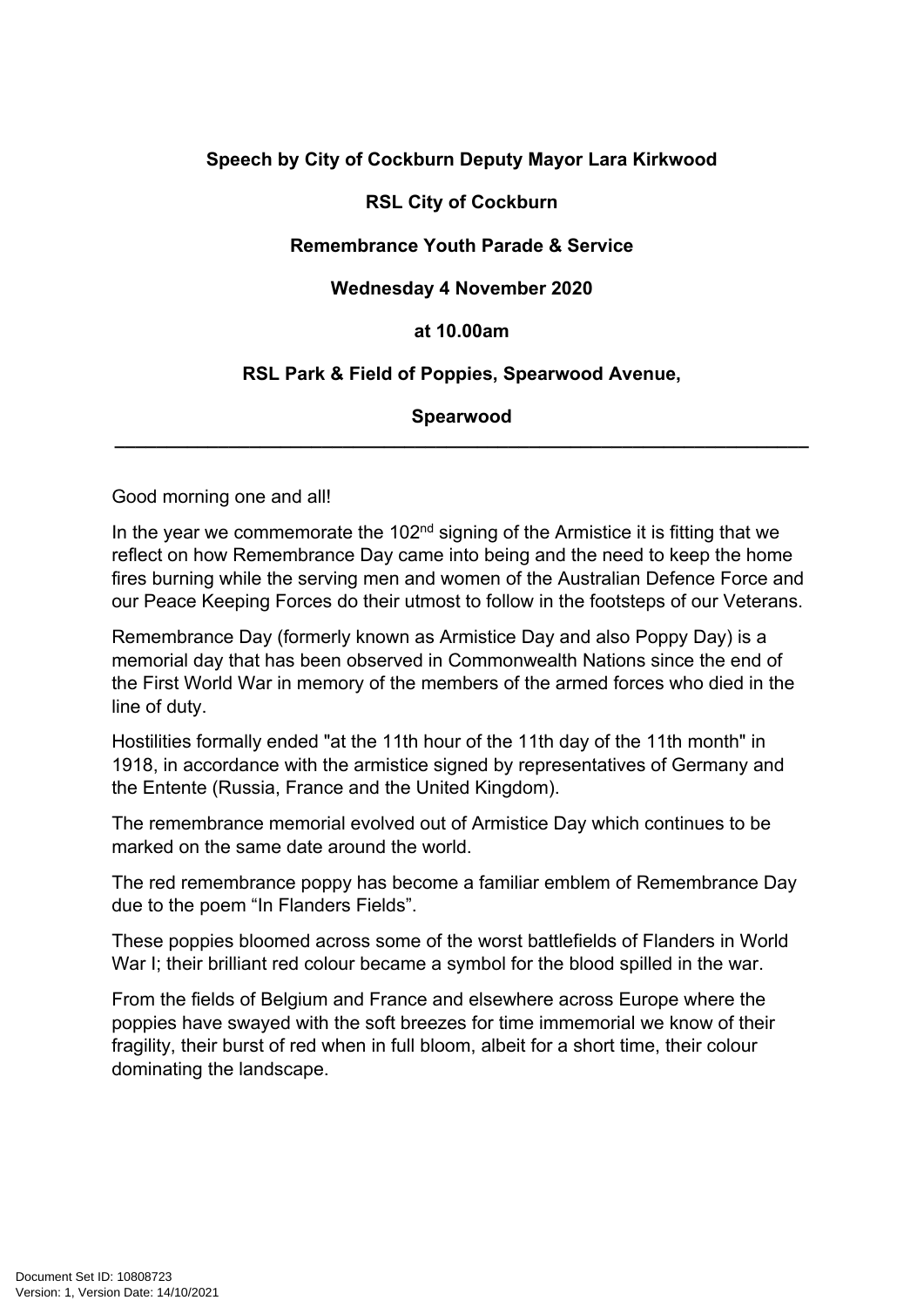**Speech by City of Cockburn Deputy Mayor Lara Kirkwood**

**RSL City of Cockburn**

**Remembrance Youth Parade & Service**

**Wednesday 4 November 2020**

**at 10.00am**

**RSL Park & Field of Poppies, Spearwood Avenue,**

**Spearwood**

---

Good morning one and all!

In the year we commemorate the 102nd signing of the Armistice it is fitting that we reflect on how Remembrance Day came into being and the need to keep the home fires burning while the serving men and women of the Australian Defence Force and our Peace Keeping Forces do their utmost to follow in the footsteps of our Veterans.

Remembrance Day (formerly known as Armistice Day and also Poppy Day) is a memorial day that has been observed in Commonwealth Nations since the end of the First World War in memory of the members of the armed forces who died in the line of duty.

Hostilities formally ended "at the 11th hour of the 11th day of the 11th month" in 1918, in accordance with the armistice signed by representatives of Germany and the Entente (Russia, France and the United Kingdom).

The remembrance memorial evolved out of Armistice Day which continues to be marked on the same date around the world.

The red remembrance poppy has become a familiar emblem of Remembrance Day due to the poem "In Flanders Fields".

These poppies bloomed across some of the worst battlefields of Flanders in World War I; their brilliant red colour became a symbol for the blood spilled in the war.

From the fields of Belgium and France and elsewhere across Europe where the poppies have swayed with the soft breezes for time immemorial we know of their fragility, their burst of red when in full bloom, albeit for a short time, their colour dominating the landscape.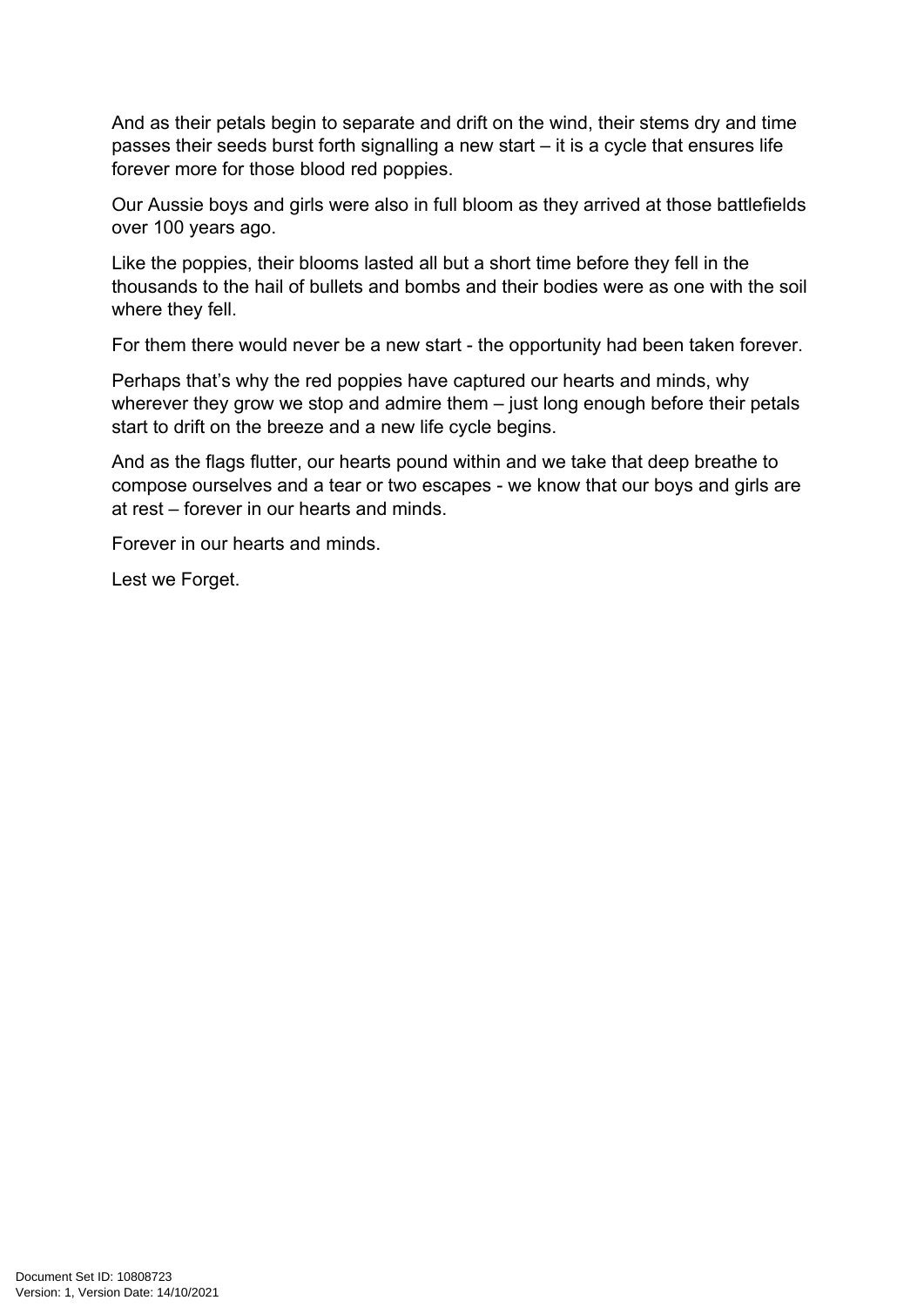And as their petals begin to separate and drift on the wind, their stems dry and time passes their seeds burst forth signalling a new start – it is a cycle that ensures life forever more for those blood red poppies.

Our Aussie boys and girls were also in full bloom as they arrived at those battlefields over 100 years ago.

Like the poppies, their blooms lasted all but a short time before they fell in the thousands to the hail of bullets and bombs and their bodies were as one with the soil where they fell.

For them there would never be a new start - the opportunity had been taken forever.

Perhaps that's why the red poppies have captured our hearts and minds, why wherever they grow we stop and admire them – just long enough before their petals start to drift on the breeze and a new life cycle begins.

And as the flags flutter, our hearts pound within and we take that deep breathe to compose ourselves and a tear or two escapes - we know that our boys and girls are at rest – forever in our hearts and minds.

Forever in our hearts and minds.

Lest we Forget.